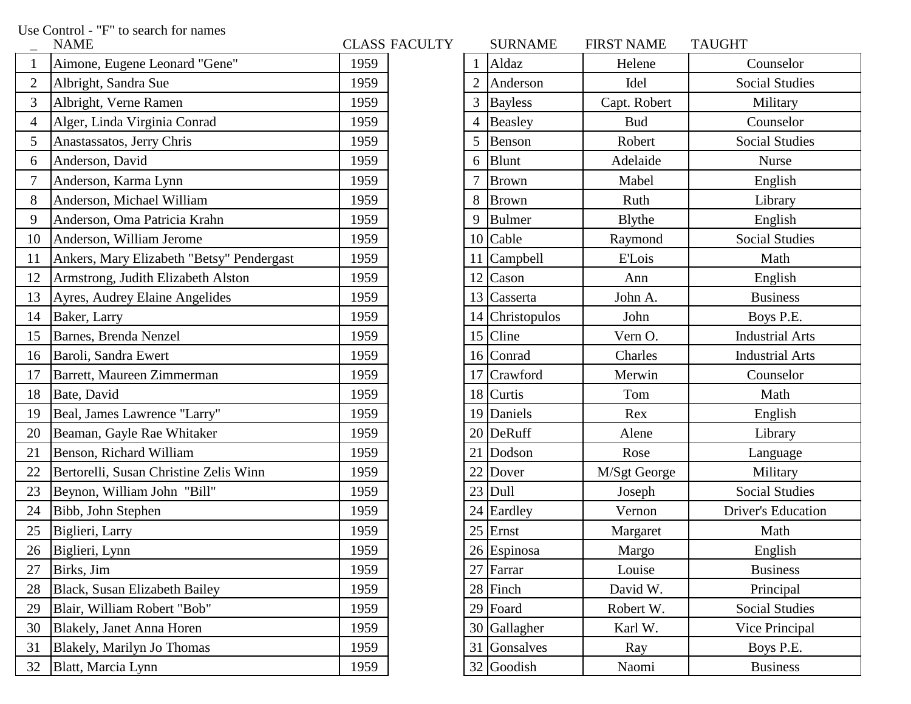Use Control - "F" to search for names

| _ | NAME | CLASS | FACULTY | | SURNAME | FIRST NAME | TAUGHT |
|---|---|---|---|---|---|---|---|
| 1 | Aimone, Eugene Leonard "Gene" | 1959 | | 1 | Aldaz | Helene | Counselor |
| 2 | Albright, Sandra Sue | 1959 | | 2 | Anderson | Idel | Social Studies |
| 3 | Albright, Verne Ramen | 1959 | | 3 | Bayless | Capt. Robert | Military |
| 4 | Alger, Linda Virginia Conrad | 1959 | | 4 | Beasley | Bud | Counselor |
| 5 | Anastassatos, Jerry Chris | 1959 | | 5 | Benson | Robert | Social Studies |
| 6 | Anderson, David | 1959 | | 6 | Blunt | Adelaide | Nurse |
| 7 | Anderson, Karma Lynn | 1959 | | 7 | Brown | Mabel | English |
| 8 | Anderson, Michael William | 1959 | | 8 | Brown | Ruth | Library |
| 9 | Anderson, Oma Patricia Krahn | 1959 | | 9 | Bulmer | Blythe | English |
| 10 | Anderson, William Jerome | 1959 | | 10 | Cable | Raymond | Social Studies |
| 11 | Ankers, Mary Elizabeth "Betsy" Pendergast | 1959 | | 11 | Campbell | E'Lois | Math |
| 12 | Armstrong, Judith Elizabeth Alston | 1959 | | 12 | Cason | Ann | English |
| 13 | Ayres, Audrey Elaine Angelides | 1959 | | 13 | Casserta | John A. | Business |
| 14 | Baker, Larry | 1959 | | 14 | Christopulos | John | Boys P.E. |
| 15 | Barnes, Brenda Nenzel | 1959 | | 15 | Cline | Vern O. | Industrial Arts |
| 16 | Baroli, Sandra Ewert | 1959 | | 16 | Conrad | Charles | Industrial Arts |
| 17 | Barrett, Maureen Zimmerman | 1959 | | 17 | Crawford | Merwin | Counselor |
| 18 | Bate, David | 1959 | | 18 | Curtis | Tom | Math |
| 19 | Beal, James Lawrence "Larry" | 1959 | | 19 | Daniels | Rex | English |
| 20 | Beaman, Gayle Rae Whitaker | 1959 | | 20 | DeRuff | Alene | Library |
| 21 | Benson, Richard William | 1959 | | 21 | Dodson | Rose | Language |
| 22 | Bertorelli, Susan Christine Zelis Winn | 1959 | | 22 | Dover | M/Sgt George | Military |
| 23 | Beynon, William John "Bill" | 1959 | | 23 | Dull | Joseph | Social Studies |
| 24 | Bibb, John Stephen | 1959 | | 24 | Eardley | Vernon | Driver's Education |
| 25 | Biglieri, Larry | 1959 | | 25 | Ernst | Margaret | Math |
| 26 | Biglieri, Lynn | 1959 | | 26 | Espinosa | Margo | English |
| 27 | Birks, Jim | 1959 | | 27 | Farrar | Louise | Business |
| 28 | Black, Susan Elizabeth Bailey | 1959 | | 28 | Finch | David W. | Principal |
| 29 | Blair, William Robert "Bob" | 1959 | | 29 | Foard | Robert W. | Social Studies |
| 30 | Blakely, Janet Anna Horen | 1959 | | 30 | Gallagher | Karl W. | Vice Principal |
| 31 | Blakely, Marilyn Jo Thomas | 1959 | | 31 | Gonsalves | Ray | Boys P.E. |
| 32 | Blatt, Marcia Lynn | 1959 | | 32 | Goodish | Naomi | Business |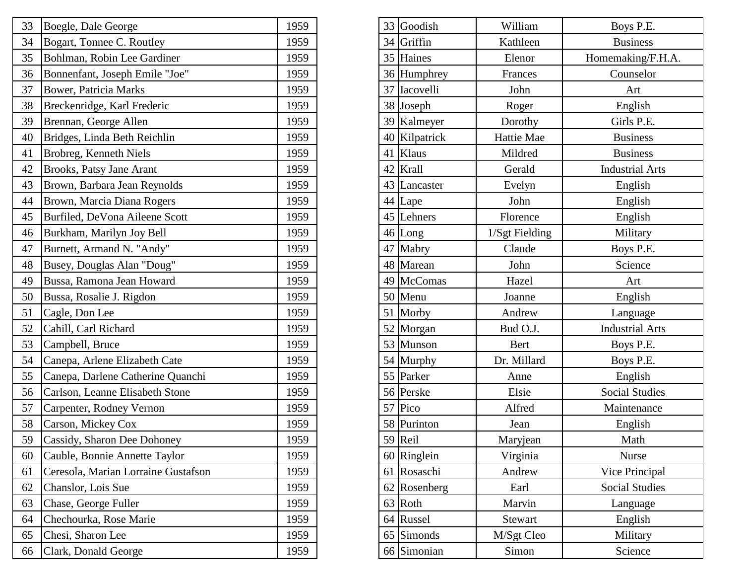| | | |
|---|---|---|
| 33 | Boegle, Dale George | 1959 |
| 34 | Bogart, Tonnee C. Routley | 1959 |
| 35 | Bohlman, Robin Lee Gardiner | 1959 |
| 36 | Bonnenfant, Joseph Emile "Joe" | 1959 |
| 37 | Bower, Patricia Marks | 1959 |
| 38 | Breckenridge, Karl Frederic | 1959 |
| 39 | Brennan, George Allen | 1959 |
| 40 | Bridges, Linda Beth Reichlin | 1959 |
| 41 | Brobreg, Kenneth Niels | 1959 |
| 42 | Brooks, Patsy Jane Arant | 1959 |
| 43 | Brown, Barbara Jean Reynolds | 1959 |
| 44 | Brown, Marcia Diana Rogers | 1959 |
| 45 | Burfiled, DeVona Aileene Scott | 1959 |
| 46 | Burkham, Marilyn Joy Bell | 1959 |
| 47 | Burnett, Armand N. "Andy" | 1959 |
| 48 | Busey, Douglas Alan "Doug" | 1959 |
| 49 | Bussa, Ramona Jean Howard | 1959 |
| 50 | Bussa, Rosalie J. Rigdon | 1959 |
| 51 | Cagle, Don Lee | 1959 |
| 52 | Cahill, Carl Richard | 1959 |
| 53 | Campbell, Bruce | 1959 |
| 54 | Canepa, Arlene Elizabeth Cate | 1959 |
| 55 | Canepa, Darlene Catherine Quanchi | 1959 |
| 56 | Carlson, Leanne Elisabeth Stone | 1959 |
| 57 | Carpenter, Rodney Vernon | 1959 |
| 58 | Carson, Mickey Cox | 1959 |
| 59 | Cassidy, Sharon Dee Dohoney | 1959 |
| 60 | Cauble, Bonnie Annette Taylor | 1959 |
| 61 | Ceresola, Marian Lorraine Gustafson | 1959 |
| 62 | Chanslor, Lois Sue | 1959 |
| 63 | Chase, George Fuller | 1959 |
| 64 | Chechourka, Rose Marie | 1959 |
| 65 | Chesi, Sharon Lee | 1959 |
| 66 | Clark, Donald George | 1959 |

| | | | |
|---|---|---|---|
| 33 | Goodish | William | Boys P.E. |
| 34 | Griffin | Kathleen | Business |
| 35 | Haines | Elenor | Homemaking/F.H.A. |
| 36 | Humphrey | Frances | Counselor |
| 37 | Iacovelli | John | Art |
| 38 | Joseph | Roger | English |
| 39 | Kalmeyer | Dorothy | Girls P.E. |
| 40 | Kilpatrick | Hattie Mae | Business |
| 41 | Klaus | Mildred | Business |
| 42 | Krall | Gerald | Industrial Arts |
| 43 | Lancaster | Evelyn | English |
| 44 | Lape | John | English |
| 45 | Lehners | Florence | English |
| 46 | Long | 1/Sgt Fielding | Military |
| 47 | Mabry | Claude | Boys P.E. |
| 48 | Marean | John | Science |
| 49 | McComas | Hazel | Art |
| 50 | Menu | Joanne | English |
| 51 | Morby | Andrew | Language |
| 52 | Morgan | Bud O.J. | Industrial Arts |
| 53 | Munson | Bert | Boys P.E. |
| 54 | Murphy | Dr. Millard | Boys P.E. |
| 55 | Parker | Anne | English |
| 56 | Perske | Elsie | Social Studies |
| 57 | Pico | Alfred | Maintenance |
| 58 | Purinton | Jean | English |
| 59 | Reil | Maryjean | Math |
| 60 | Ringlein | Virginia | Nurse |
| 61 | Rosaschi | Andrew | Vice Principal |
| 62 | Rosenberg | Earl | Social Studies |
| 63 | Roth | Marvin | Language |
| 64 | Russel | Stewart | English |
| 65 | Simonds | M/Sgt Cleo | Military |
| 66 | Simonian | Simon | Science |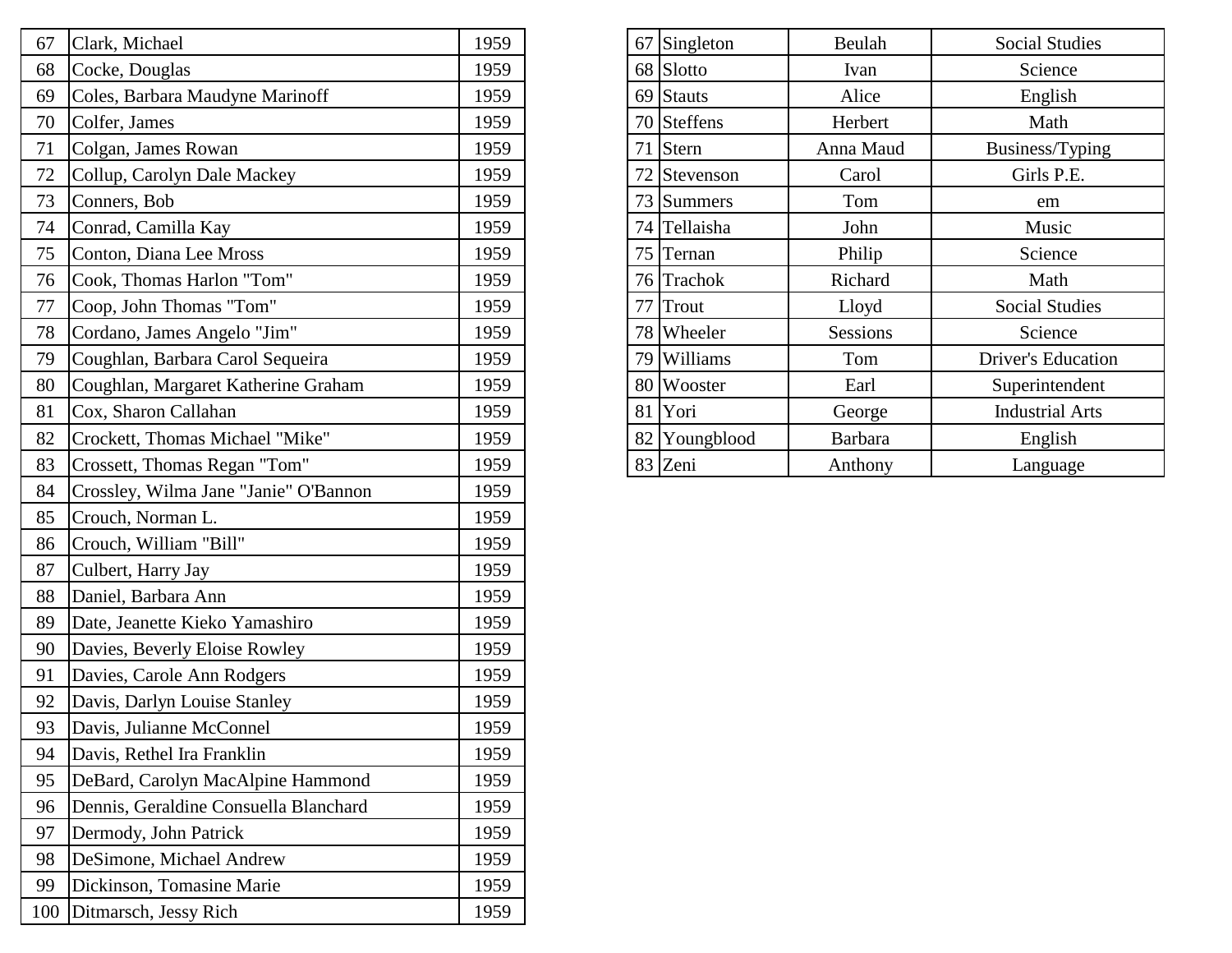| | | |
|---|---|---|
| 67 | Clark, Michael | 1959 |
| 68 | Cocke, Douglas | 1959 |
| 69 | Coles, Barbara Maudyne Marinoff | 1959 |
| 70 | Colfer, James | 1959 |
| 71 | Colgan, James Rowan | 1959 |
| 72 | Collup, Carolyn Dale Mackey | 1959 |
| 73 | Conners, Bob | 1959 |
| 74 | Conrad, Camilla Kay | 1959 |
| 75 | Conton, Diana Lee Mross | 1959 |
| 76 | Cook, Thomas Harlon "Tom" | 1959 |
| 77 | Coop, John Thomas "Tom" | 1959 |
| 78 | Cordano, James Angelo "Jim" | 1959 |
| 79 | Coughlan, Barbara Carol Sequeira | 1959 |
| 80 | Coughlan, Margaret Katherine Graham | 1959 |
| 81 | Cox, Sharon Callahan | 1959 |
| 82 | Crockett, Thomas Michael "Mike" | 1959 |
| 83 | Crossett, Thomas Regan "Tom" | 1959 |
| 84 | Crossley, Wilma Jane "Janie" O'Bannon | 1959 |
| 85 | Crouch, Norman L. | 1959 |
| 86 | Crouch, William "Bill" | 1959 |
| 87 | Culbert, Harry Jay | 1959 |
| 88 | Daniel, Barbara Ann | 1959 |
| 89 | Date, Jeanette Kieko Yamashiro | 1959 |
| 90 | Davies, Beverly Eloise Rowley | 1959 |
| 91 | Davies, Carole Ann Rodgers | 1959 |
| 92 | Davis, Darlyn Louise Stanley | 1959 |
| 93 | Davis, Julianne McConnel | 1959 |
| 94 | Davis, Rethel Ira Franklin | 1959 |
| 95 | DeBard, Carolyn MacAlpine Hammond | 1959 |
| 96 | Dennis, Geraldine Consuella Blanchard | 1959 |
| 97 | Dermody, John Patrick | 1959 |
| 98 | DeSimone, Michael Andrew | 1959 |
| 99 | Dickinson, Tomasine Marie | 1959 |
| 100 | Ditmarsch, Jessy Rich | 1959 |

| | | | |
|---|---|---|---|
| 67 | Singleton | Beulah | Social Studies |
| 68 | Slotto | Ivan | Science |
| 69 | Stauts | Alice | English |
| 70 | Steffens | Herbert | Math |
| 71 | Stern | Anna Maud | Business/Typing |
| 72 | Stevenson | Carol | Girls P.E. |
| 73 | Summers | Tom | em |
| 74 | Tellaisha | John | Music |
| 75 | Ternan | Philip | Science |
| 76 | Trachok | Richard | Math |
| 77 | Trout | Lloyd | Social Studies |
| 78 | Wheeler | Sessions | Science |
| 79 | Williams | Tom | Driver's Education |
| 80 | Wooster | Earl | Superintendent |
| 81 | Yori | George | Industrial Arts |
| 82 | Youngblood | Barbara | English |
| 83 | Zeni | Anthony | Language |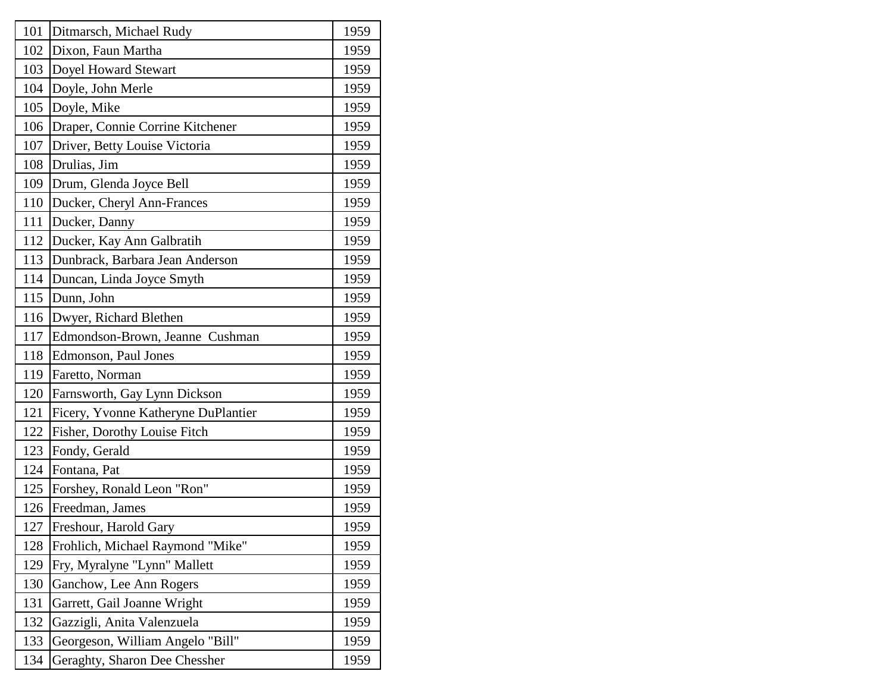| 101 | Ditmarsch, Michael Rudy | 1959 |
|---|---|---|
| 102 | Dixon, Faun Martha | 1959 |
| 103 | Doyel Howard Stewart | 1959 |
| 104 | Doyle, John Merle | 1959 |
| 105 | Doyle, Mike | 1959 |
| 106 | Draper, Connie Corrine Kitchener | 1959 |
| 107 | Driver, Betty Louise Victoria | 1959 |
| 108 | Drulias, Jim | 1959 |
| 109 | Drum, Glenda Joyce Bell | 1959 |
| 110 | Ducker, Cheryl Ann-Frances | 1959 |
| 111 | Ducker, Danny | 1959 |
| 112 | Ducker, Kay Ann Galbratih | 1959 |
| 113 | Dunbrack, Barbara Jean Anderson | 1959 |
| 114 | Duncan, Linda Joyce Smyth | 1959 |
| 115 | Dunn, John | 1959 |
| 116 | Dwyer, Richard Blethen | 1959 |
| 117 | Edmondson-Brown, Jeanne Cushman | 1959 |
| 118 | Edmonson, Paul Jones | 1959 |
| 119 | Faretto, Norman | 1959 |
| 120 | Farnsworth, Gay Lynn Dickson | 1959 |
| 121 | Ficery, Yvonne Katheryne DuPlantier | 1959 |
| 122 | Fisher, Dorothy Louise Fitch | 1959 |
| 123 | Fondy, Gerald | 1959 |
| 124 | Fontana, Pat | 1959 |
| 125 | Forshey, Ronald Leon "Ron" | 1959 |
| 126 | Freedman, James | 1959 |
| 127 | Freshour, Harold Gary | 1959 |
| 128 | Frohlich, Michael Raymond "Mike" | 1959 |
| 129 | Fry, Myralyne "Lynn" Mallett | 1959 |
| 130 | Ganchow, Lee Ann Rogers | 1959 |
| 131 | Garrett, Gail Joanne Wright | 1959 |
| 132 | Gazzigli, Anita Valenzuela | 1959 |
| 133 | Georgeson, William Angelo "Bill" | 1959 |
| 134 | Geraghty, Sharon Dee Chessher | 1959 |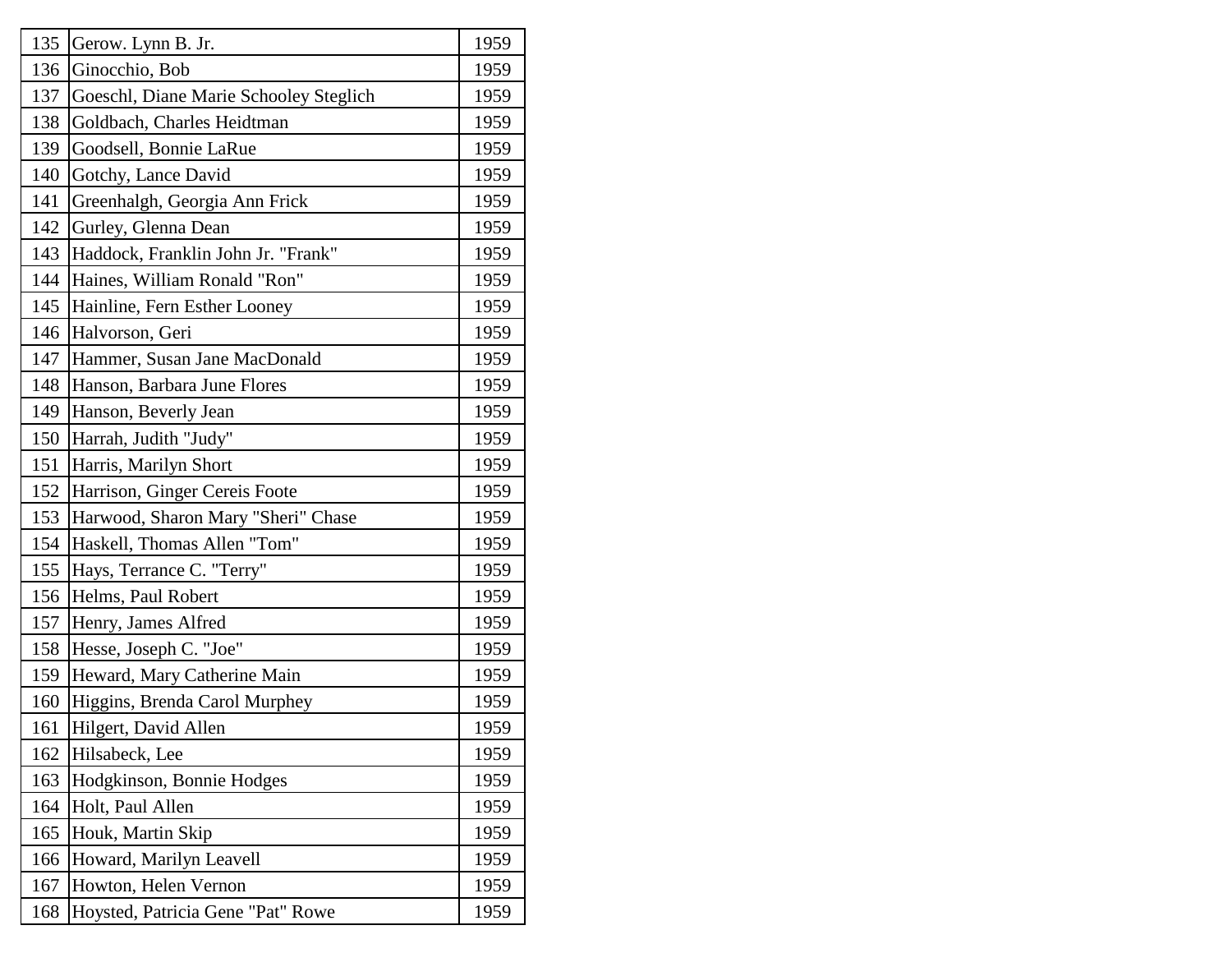| 135 | Gerow. Lynn B. Jr. | 1959 |
|---|---|---|
| 136 | Ginocchio, Bob | 1959 |
| 137 | Goeschl, Diane Marie Schooley Steglich | 1959 |
| 138 | Goldbach, Charles Heidtman | 1959 |
| 139 | Goodsell, Bonnie LaRue | 1959 |
| 140 | Gotchy, Lance David | 1959 |
| 141 | Greenhalgh, Georgia Ann Frick | 1959 |
| 142 | Gurley, Glenna Dean | 1959 |
| 143 | Haddock, Franklin John Jr. "Frank" | 1959 |
| 144 | Haines, William Ronald "Ron" | 1959 |
| 145 | Hainline, Fern Esther Looney | 1959 |
| 146 | Halvorson, Geri | 1959 |
| 147 | Hammer, Susan Jane MacDonald | 1959 |
| 148 | Hanson, Barbara June Flores | 1959 |
| 149 | Hanson, Beverly Jean | 1959 |
| 150 | Harrah, Judith "Judy" | 1959 |
| 151 | Harris, Marilyn Short | 1959 |
| 152 | Harrison, Ginger Cereis Foote | 1959 |
| 153 | Harwood, Sharon Mary "Sheri" Chase | 1959 |
| 154 | Haskell, Thomas Allen "Tom" | 1959 |
| 155 | Hays, Terrance C. "Terry" | 1959 |
| 156 | Helms, Paul Robert | 1959 |
| 157 | Henry, James Alfred | 1959 |
| 158 | Hesse, Joseph C. "Joe" | 1959 |
| 159 | Heward, Mary Catherine Main | 1959 |
| 160 | Higgins, Brenda Carol Murphey | 1959 |
| 161 | Hilgert, David Allen | 1959 |
| 162 | Hilsabeck, Lee | 1959 |
| 163 | Hodgkinson, Bonnie Hodges | 1959 |
| 164 | Holt, Paul Allen | 1959 |
| 165 | Houk, Martin Skip | 1959 |
| 166 | Howard, Marilyn Leavell | 1959 |
| 167 | Howton, Helen Vernon | 1959 |
| 168 | Hoysted, Patricia Gene "Pat" Rowe | 1959 |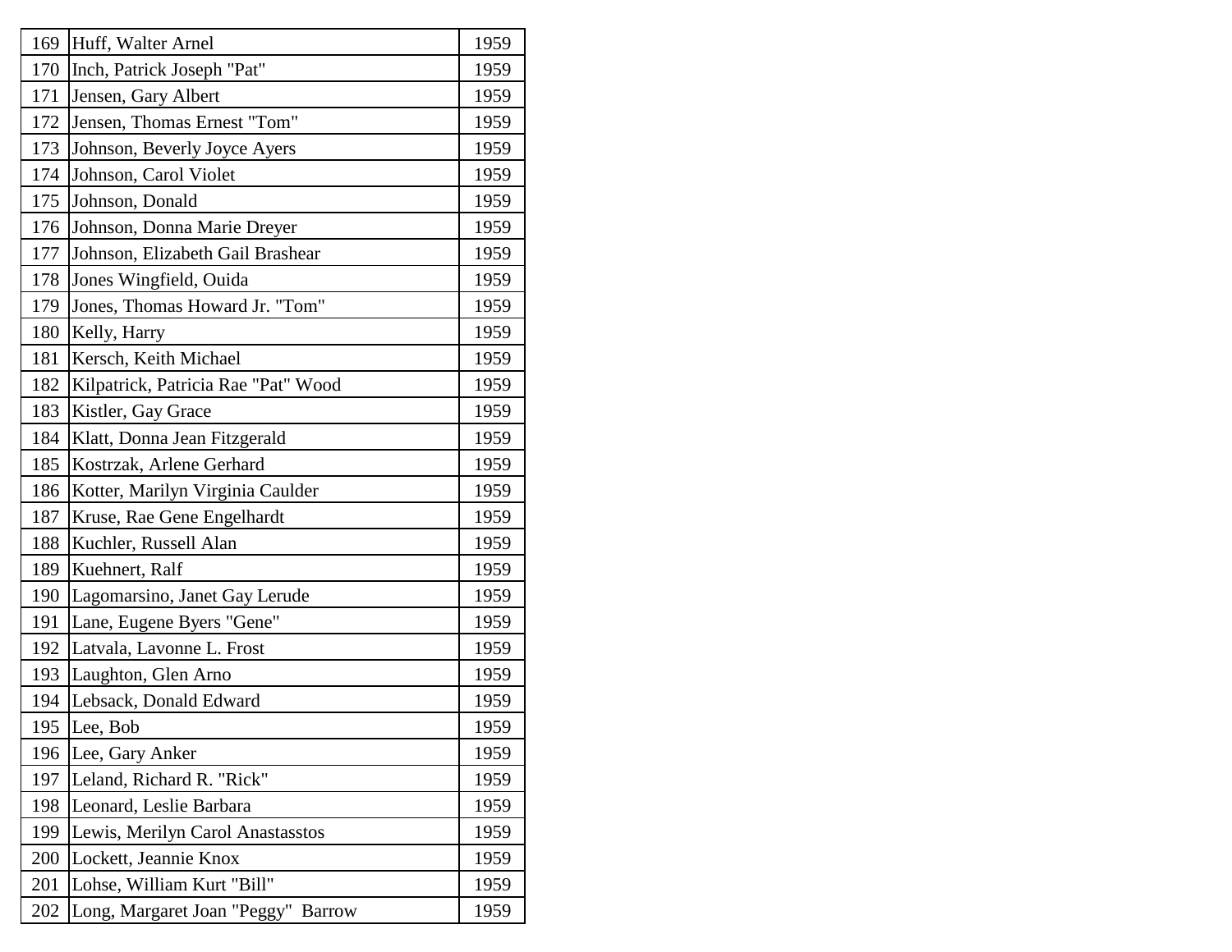| | | |
|---|---|---|
| 169 | Huff, Walter Arnel | 1959 |
| 170 | Inch, Patrick Joseph "Pat" | 1959 |
| 171 | Jensen, Gary Albert | 1959 |
| 172 | Jensen, Thomas Ernest "Tom" | 1959 |
| 173 | Johnson, Beverly Joyce Ayers | 1959 |
| 174 | Johnson, Carol Violet | 1959 |
| 175 | Johnson, Donald | 1959 |
| 176 | Johnson, Donna Marie Dreyer | 1959 |
| 177 | Johnson, Elizabeth Gail Brashear | 1959 |
| 178 | Jones Wingfield, Ouida | 1959 |
| 179 | Jones, Thomas Howard Jr. "Tom" | 1959 |
| 180 | Kelly, Harry | 1959 |
| 181 | Kersch, Keith Michael | 1959 |
| 182 | Kilpatrick, Patricia Rae "Pat" Wood | 1959 |
| 183 | Kistler, Gay Grace | 1959 |
| 184 | Klatt, Donna Jean Fitzgerald | 1959 |
| 185 | Kostrzak, Arlene Gerhard | 1959 |
| 186 | Kotter, Marilyn Virginia Caulder | 1959 |
| 187 | Kruse, Rae Gene Engelhardt | 1959 |
| 188 | Kuchler, Russell Alan | 1959 |
| 189 | Kuehnert, Ralf | 1959 |
| 190 | Lagomarsino, Janet Gay Lerude | 1959 |
| 191 | Lane, Eugene Byers "Gene" | 1959 |
| 192 | Latvala, Lavonne L. Frost | 1959 |
| 193 | Laughton, Glen Arno | 1959 |
| 194 | Lebsack, Donald Edward | 1959 |
| 195 | Lee, Bob | 1959 |
| 196 | Lee, Gary Anker | 1959 |
| 197 | Leland, Richard R. "Rick" | 1959 |
| 198 | Leonard, Leslie Barbara | 1959 |
| 199 | Lewis, Merilyn Carol Anastasstos | 1959 |
| 200 | Lockett, Jeannie Knox | 1959 |
| 201 | Lohse, William Kurt "Bill" | 1959 |
| 202 | Long, Margaret Joan "Peggy" Barrow | 1959 |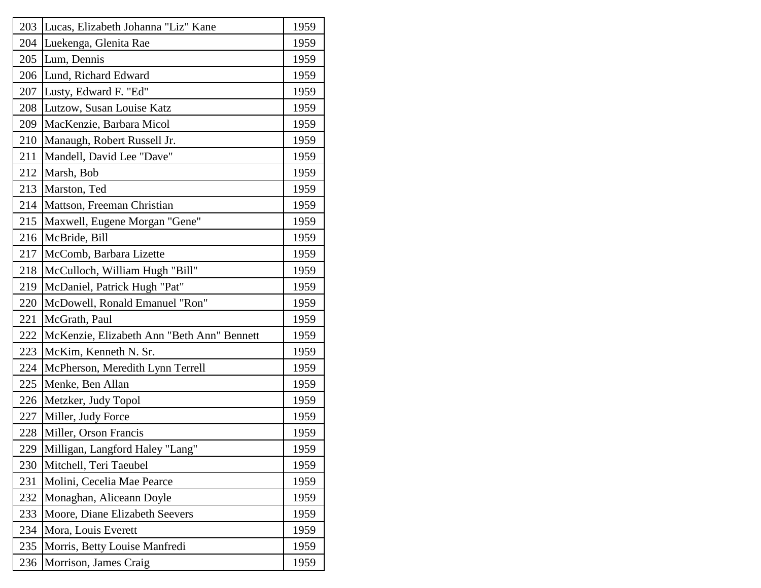| | | |
|---|---|---|
| 203 | Lucas, Elizabeth Johanna "Liz" Kane | 1959 |
| 204 | Luekenga, Glenita Rae | 1959 |
| 205 | Lum, Dennis | 1959 |
| 206 | Lund, Richard Edward | 1959 |
| 207 | Lusty, Edward F. "Ed" | 1959 |
| 208 | Lutzow, Susan Louise Katz | 1959 |
| 209 | MacKenzie, Barbara Micol | 1959 |
| 210 | Manaugh, Robert Russell Jr. | 1959 |
| 211 | Mandell, David Lee "Dave" | 1959 |
| 212 | Marsh, Bob | 1959 |
| 213 | Marston, Ted | 1959 |
| 214 | Mattson, Freeman Christian | 1959 |
| 215 | Maxwell, Eugene Morgan "Gene" | 1959 |
| 216 | McBride, Bill | 1959 |
| 217 | McComb, Barbara Lizette | 1959 |
| 218 | McCulloch, William Hugh "Bill" | 1959 |
| 219 | McDaniel, Patrick Hugh "Pat" | 1959 |
| 220 | McDowell, Ronald Emanuel "Ron" | 1959 |
| 221 | McGrath, Paul | 1959 |
| 222 | McKenzie, Elizabeth Ann "Beth Ann" Bennett | 1959 |
| 223 | McKim, Kenneth N. Sr. | 1959 |
| 224 | McPherson, Meredith Lynn Terrell | 1959 |
| 225 | Menke, Ben Allan | 1959 |
| 226 | Metzker, Judy Topol | 1959 |
| 227 | Miller, Judy Force | 1959 |
| 228 | Miller, Orson Francis | 1959 |
| 229 | Milligan, Langford Haley "Lang" | 1959 |
| 230 | Mitchell, Teri Taeubel | 1959 |
| 231 | Molini, Cecelia Mae Pearce | 1959 |
| 232 | Monaghan, Aliceann Doyle | 1959 |
| 233 | Moore, Diane Elizabeth Seevers | 1959 |
| 234 | Mora, Louis Everett | 1959 |
| 235 | Morris, Betty Louise Manfredi | 1959 |
| 236 | Morrison, James Craig | 1959 |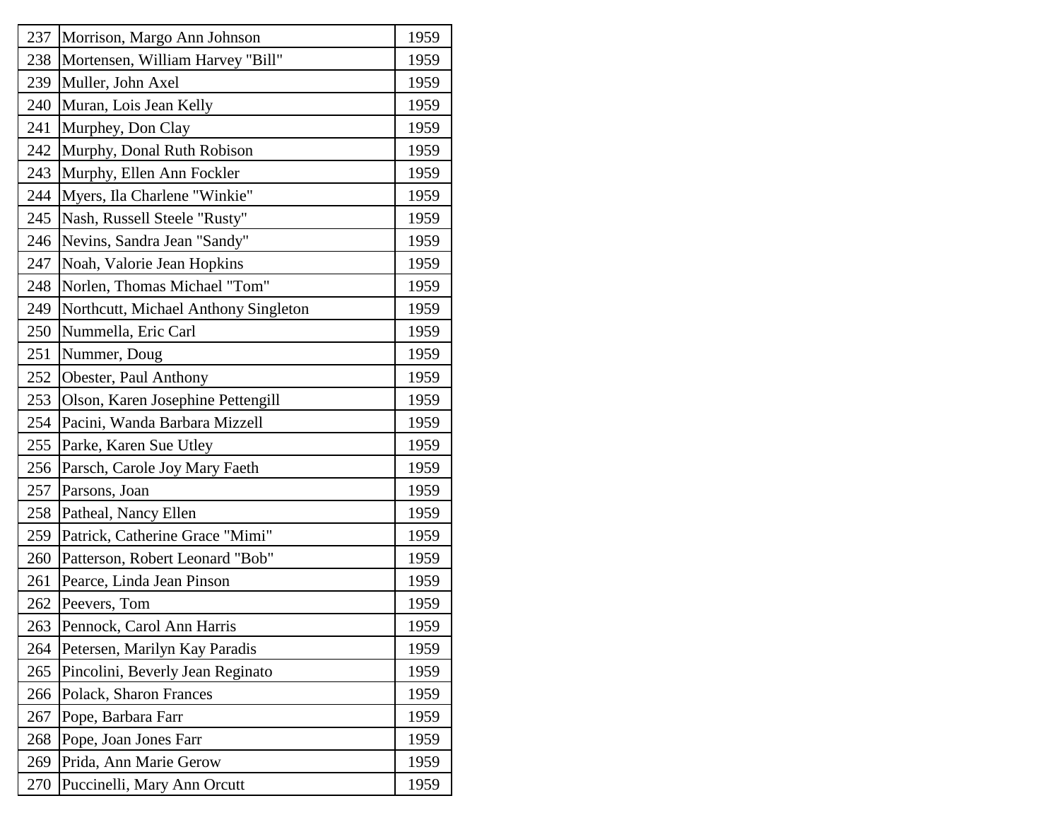| | | |
|---|---|---|
| 237 | Morrison, Margo Ann Johnson | 1959 |
| 238 | Mortensen, William Harvey "Bill" | 1959 |
| 239 | Muller, John Axel | 1959 |
| 240 | Muran, Lois Jean Kelly | 1959 |
| 241 | Murphey, Don Clay | 1959 |
| 242 | Murphy, Donal Ruth Robison | 1959 |
| 243 | Murphy, Ellen Ann Fockler | 1959 |
| 244 | Myers, Ila Charlene "Winkie" | 1959 |
| 245 | Nash, Russell Steele "Rusty" | 1959 |
| 246 | Nevins, Sandra Jean "Sandy" | 1959 |
| 247 | Noah, Valorie Jean Hopkins | 1959 |
| 248 | Norlen, Thomas Michael "Tom" | 1959 |
| 249 | Northcutt, Michael Anthony Singleton | 1959 |
| 250 | Nummella, Eric Carl | 1959 |
| 251 | Nummer, Doug | 1959 |
| 252 | Obester, Paul Anthony | 1959 |
| 253 | Olson, Karen Josephine Pettengill | 1959 |
| 254 | Pacini, Wanda Barbara Mizzell | 1959 |
| 255 | Parke, Karen Sue Utley | 1959 |
| 256 | Parsch, Carole Joy Mary Faeth | 1959 |
| 257 | Parsons, Joan | 1959 |
| 258 | Patheal, Nancy Ellen | 1959 |
| 259 | Patrick, Catherine Grace "Mimi" | 1959 |
| 260 | Patterson, Robert Leonard "Bob" | 1959 |
| 261 | Pearce, Linda Jean Pinson | 1959 |
| 262 | Peevers, Tom | 1959 |
| 263 | Pennock, Carol Ann Harris | 1959 |
| 264 | Petersen, Marilyn Kay Paradis | 1959 |
| 265 | Pincolini, Beverly Jean Reginato | 1959 |
| 266 | Polack, Sharon Frances | 1959 |
| 267 | Pope, Barbara Farr | 1959 |
| 268 | Pope, Joan Jones Farr | 1959 |
| 269 | Prida, Ann Marie Gerow | 1959 |
| 270 | Puccinelli, Mary Ann Orcutt | 1959 |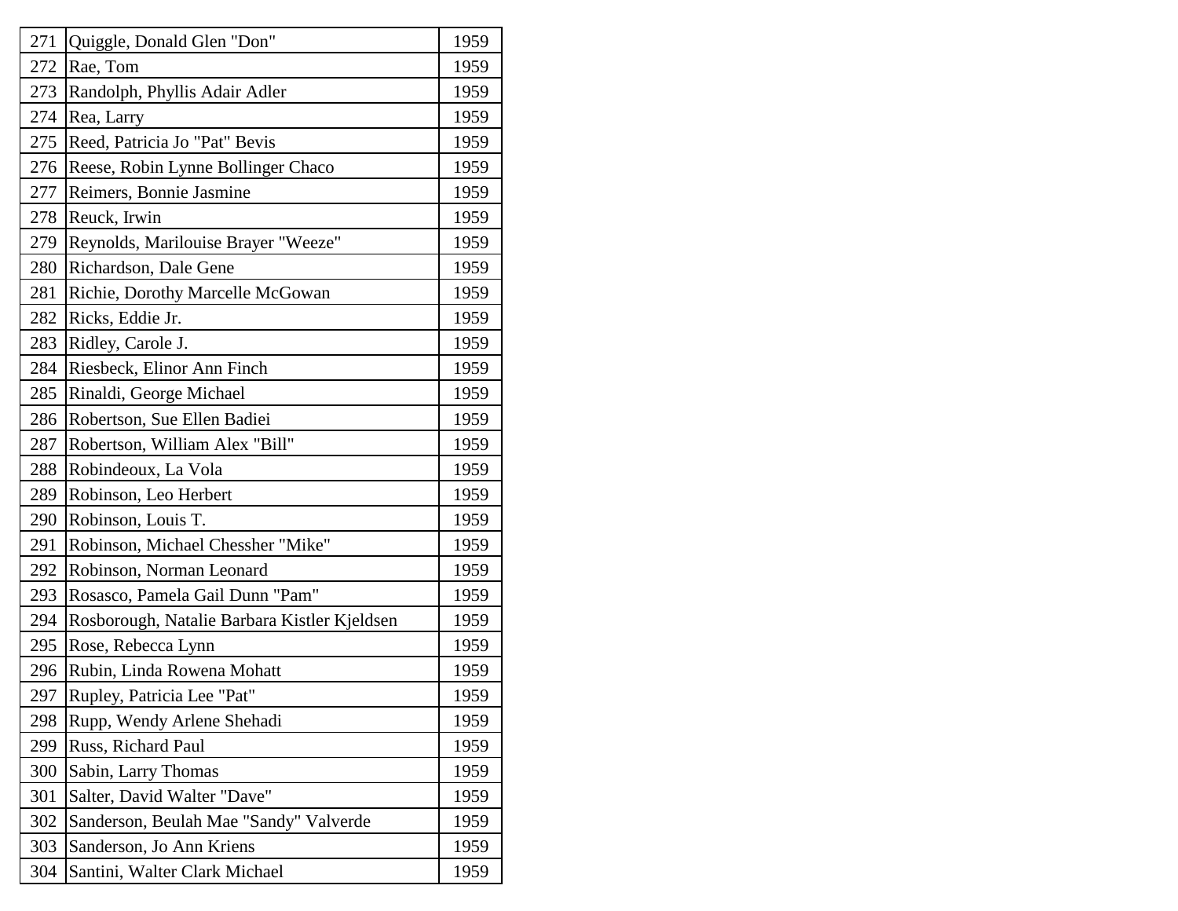| | | |
|---|---|---|
| 271 | Quiggle, Donald Glen "Don" | 1959 |
| 272 | Rae, Tom | 1959 |
| 273 | Randolph, Phyllis Adair Adler | 1959 |
| 274 | Rea, Larry | 1959 |
| 275 | Reed, Patricia Jo "Pat" Bevis | 1959 |
| 276 | Reese, Robin Lynne Bollinger Chaco | 1959 |
| 277 | Reimers, Bonnie Jasmine | 1959 |
| 278 | Reuck, Irwin | 1959 |
| 279 | Reynolds, Marilouise Brayer "Weeze" | 1959 |
| 280 | Richardson, Dale Gene | 1959 |
| 281 | Richie, Dorothy Marcelle McGowan | 1959 |
| 282 | Ricks, Eddie Jr. | 1959 |
| 283 | Ridley, Carole J. | 1959 |
| 284 | Riesbeck, Elinor Ann Finch | 1959 |
| 285 | Rinaldi, George Michael | 1959 |
| 286 | Robertson, Sue Ellen Badiei | 1959 |
| 287 | Robertson, William Alex "Bill" | 1959 |
| 288 | Robindeoux, La Vola | 1959 |
| 289 | Robinson, Leo Herbert | 1959 |
| 290 | Robinson, Louis T. | 1959 |
| 291 | Robinson, Michael Chessher "Mike" | 1959 |
| 292 | Robinson, Norman Leonard | 1959 |
| 293 | Rosasco, Pamela Gail Dunn "Pam" | 1959 |
| 294 | Rosborough, Natalie Barbara Kistler Kjeldsen | 1959 |
| 295 | Rose, Rebecca Lynn | 1959 |
| 296 | Rubin, Linda Rowena Mohatt | 1959 |
| 297 | Rupley, Patricia Lee "Pat" | 1959 |
| 298 | Rupp, Wendy Arlene Shehadi | 1959 |
| 299 | Russ, Richard Paul | 1959 |
| 300 | Sabin, Larry Thomas | 1959 |
| 301 | Salter, David Walter "Dave" | 1959 |
| 302 | Sanderson, Beulah Mae "Sandy" Valverde | 1959 |
| 303 | Sanderson, Jo Ann Kriens | 1959 |
| 304 | Santini, Walter Clark Michael | 1959 |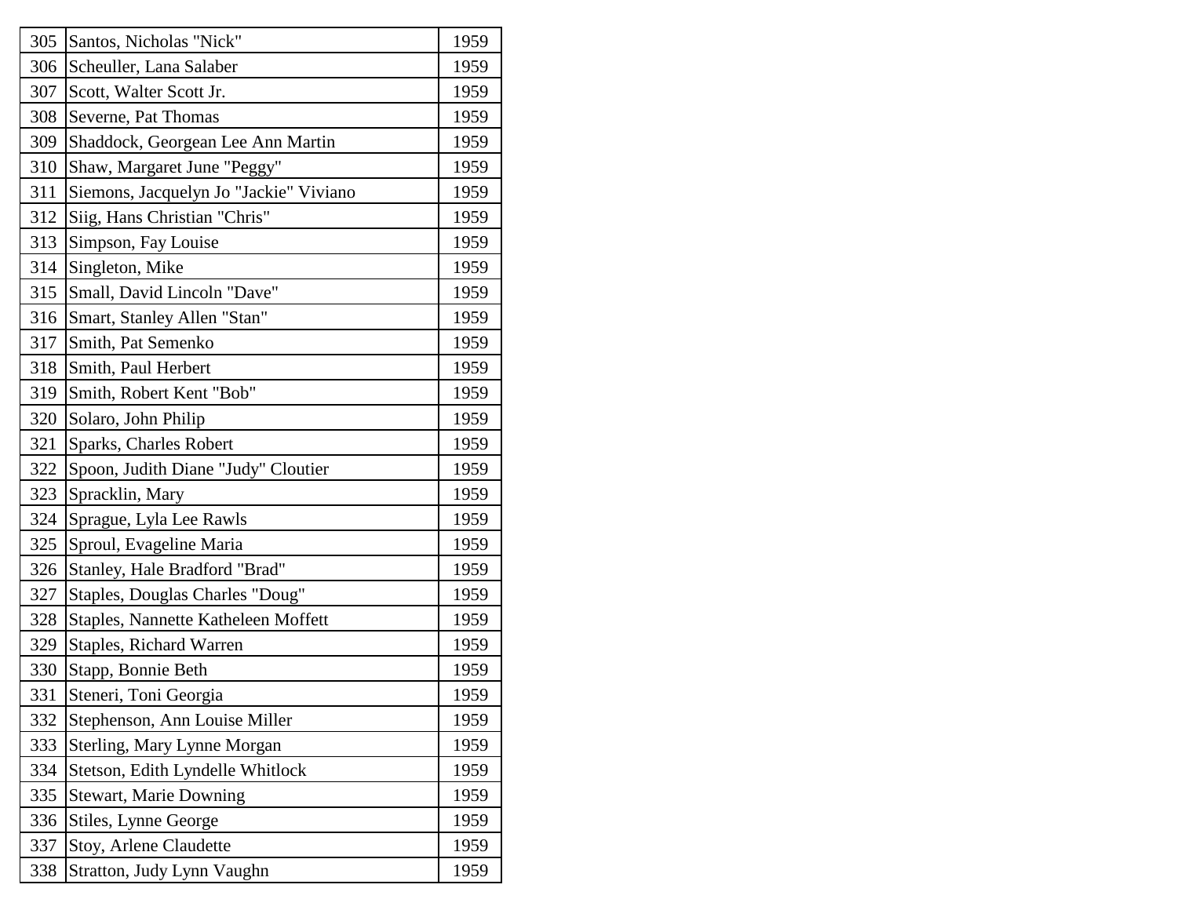| | | |
|---|---|---|
| 305 | Santos, Nicholas "Nick" | 1959 |
| 306 | Scheuller, Lana Salaber | 1959 |
| 307 | Scott, Walter Scott Jr. | 1959 |
| 308 | Severne, Pat Thomas | 1959 |
| 309 | Shaddock, Georgean Lee Ann Martin | 1959 |
| 310 | Shaw, Margaret June "Peggy" | 1959 |
| 311 | Siemons, Jacquelyn Jo "Jackie" Viviano | 1959 |
| 312 | Siig, Hans Christian "Chris" | 1959 |
| 313 | Simpson, Fay Louise | 1959 |
| 314 | Singleton, Mike | 1959 |
| 315 | Small, David Lincoln "Dave" | 1959 |
| 316 | Smart, Stanley Allen "Stan" | 1959 |
| 317 | Smith, Pat Semenko | 1959 |
| 318 | Smith, Paul Herbert | 1959 |
| 319 | Smith, Robert Kent "Bob" | 1959 |
| 320 | Solaro, John Philip | 1959 |
| 321 | Sparks, Charles Robert | 1959 |
| 322 | Spoon, Judith Diane "Judy" Cloutier | 1959 |
| 323 | Spracklin, Mary | 1959 |
| 324 | Sprague, Lyla Lee Rawls | 1959 |
| 325 | Sproul, Evageline Maria | 1959 |
| 326 | Stanley, Hale Bradford "Brad" | 1959 |
| 327 | Staples, Douglas Charles "Doug" | 1959 |
| 328 | Staples, Nannette Katheleen Moffett | 1959 |
| 329 | Staples, Richard Warren | 1959 |
| 330 | Stapp, Bonnie Beth | 1959 |
| 331 | Steneri, Toni Georgia | 1959 |
| 332 | Stephenson, Ann Louise Miller | 1959 |
| 333 | Sterling, Mary Lynne Morgan | 1959 |
| 334 | Stetson, Edith Lyndelle Whitlock | 1959 |
| 335 | Stewart, Marie Downing | 1959 |
| 336 | Stiles, Lynne George | 1959 |
| 337 | Stoy, Arlene Claudette | 1959 |
| 338 | Stratton, Judy Lynn Vaughn | 1959 |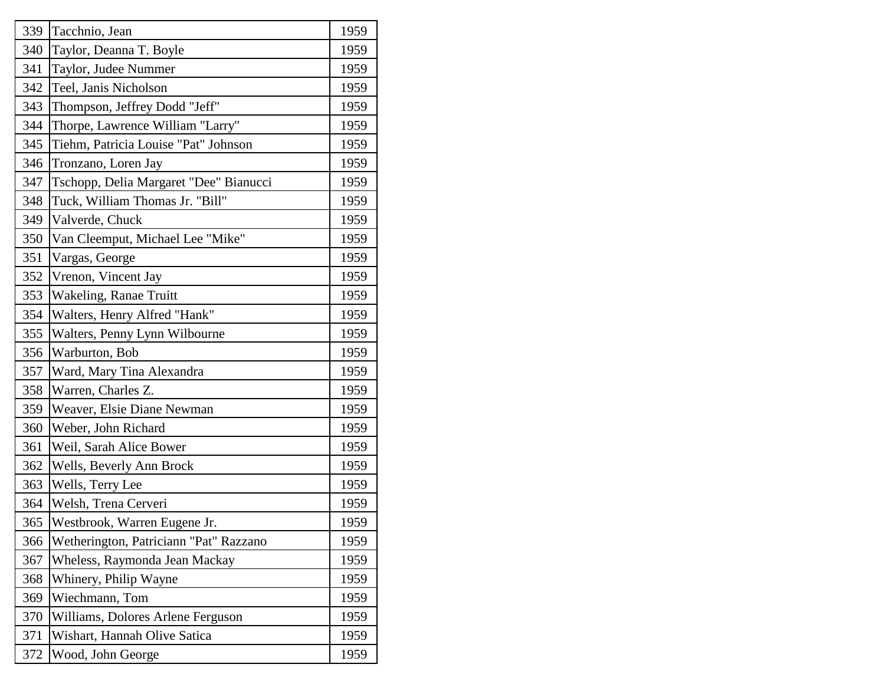| | | |
|---|---|---|
| 339 | Tacchnio, Jean | 1959 |
| 340 | Taylor, Deanna T. Boyle | 1959 |
| 341 | Taylor, Judee Nummer | 1959 |
| 342 | Teel, Janis Nicholson | 1959 |
| 343 | Thompson, Jeffrey Dodd "Jeff" | 1959 |
| 344 | Thorpe, Lawrence William "Larry" | 1959 |
| 345 | Tiehm, Patricia Louise "Pat" Johnson | 1959 |
| 346 | Tronzano, Loren Jay | 1959 |
| 347 | Tschopp, Delia Margaret "Dee" Bianucci | 1959 |
| 348 | Tuck, William Thomas Jr. "Bill" | 1959 |
| 349 | Valverde, Chuck | 1959 |
| 350 | Van Cleemput, Michael Lee "Mike" | 1959 |
| 351 | Vargas, George | 1959 |
| 352 | Vrenon, Vincent Jay | 1959 |
| 353 | Wakeling, Ranae Truitt | 1959 |
| 354 | Walters, Henry Alfred "Hank" | 1959 |
| 355 | Walters, Penny Lynn Wilbourne | 1959 |
| 356 | Warburton, Bob | 1959 |
| 357 | Ward, Mary Tina Alexandra | 1959 |
| 358 | Warren, Charles Z. | 1959 |
| 359 | Weaver, Elsie Diane Newman | 1959 |
| 360 | Weber, John Richard | 1959 |
| 361 | Weil, Sarah Alice Bower | 1959 |
| 362 | Wells, Beverly Ann Brock | 1959 |
| 363 | Wells, Terry Lee | 1959 |
| 364 | Welsh, Trena Cerveri | 1959 |
| 365 | Westbrook, Warren Eugene Jr. | 1959 |
| 366 | Wetherington, Patriciann "Pat" Razzano | 1959 |
| 367 | Wheless, Raymonda Jean Mackay | 1959 |
| 368 | Whinery, Philip Wayne | 1959 |
| 369 | Wiechmann, Tom | 1959 |
| 370 | Williams, Dolores Arlene Ferguson | 1959 |
| 371 | Wishart, Hannah Olive Satica | 1959 |
| 372 | Wood, John George | 1959 |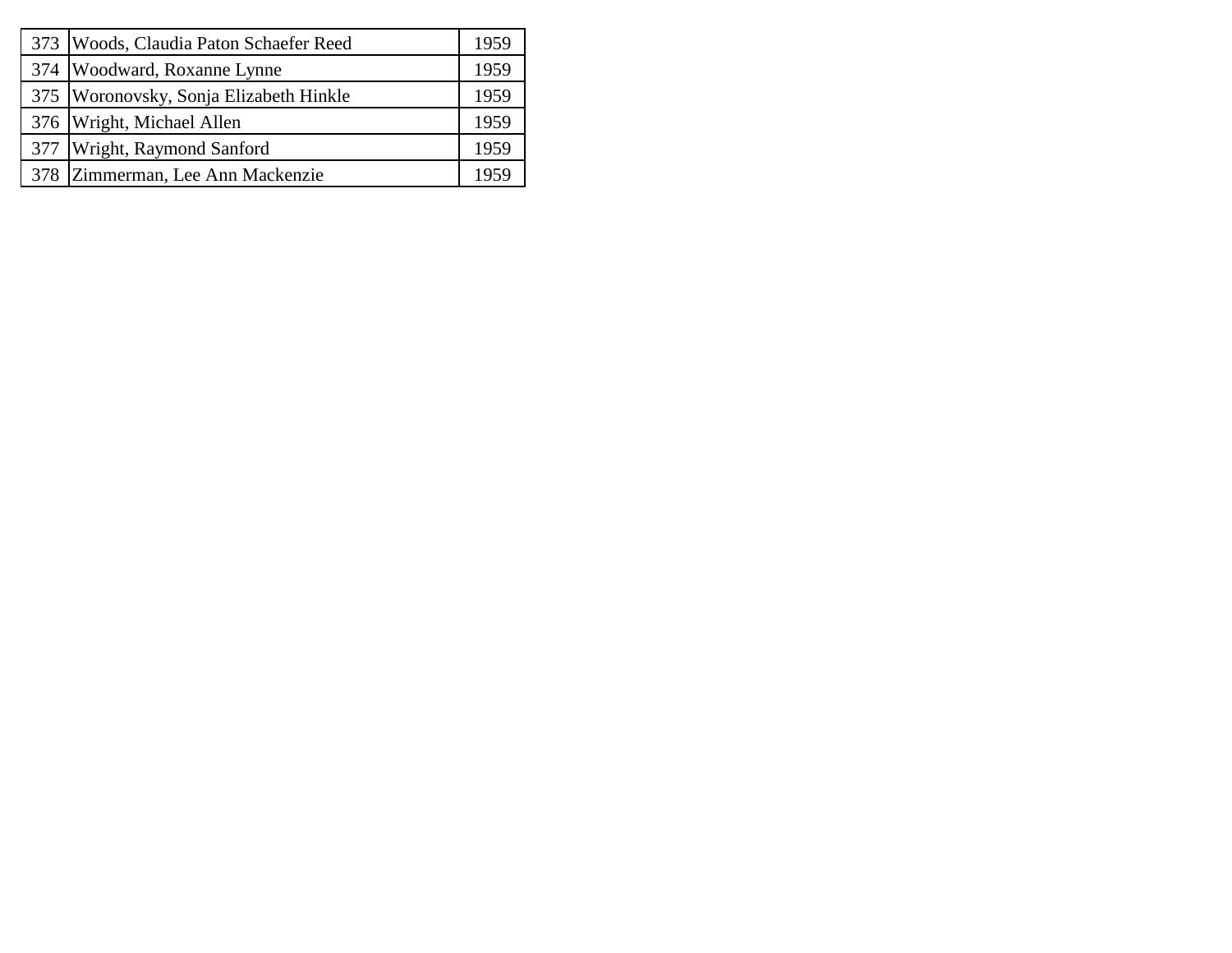| | | |
|---|---|---|
| 373 | Woods, Claudia Paton Schaefer Reed | 1959 |
| 374 | Woodward, Roxanne Lynne | 1959 |
| 375 | Woronovsky, Sonja Elizabeth Hinkle | 1959 |
| 376 | Wright, Michael Allen | 1959 |
| 377 | Wright, Raymond Sanford | 1959 |
| 378 | Zimmerman, Lee Ann Mackenzie | 1959 |